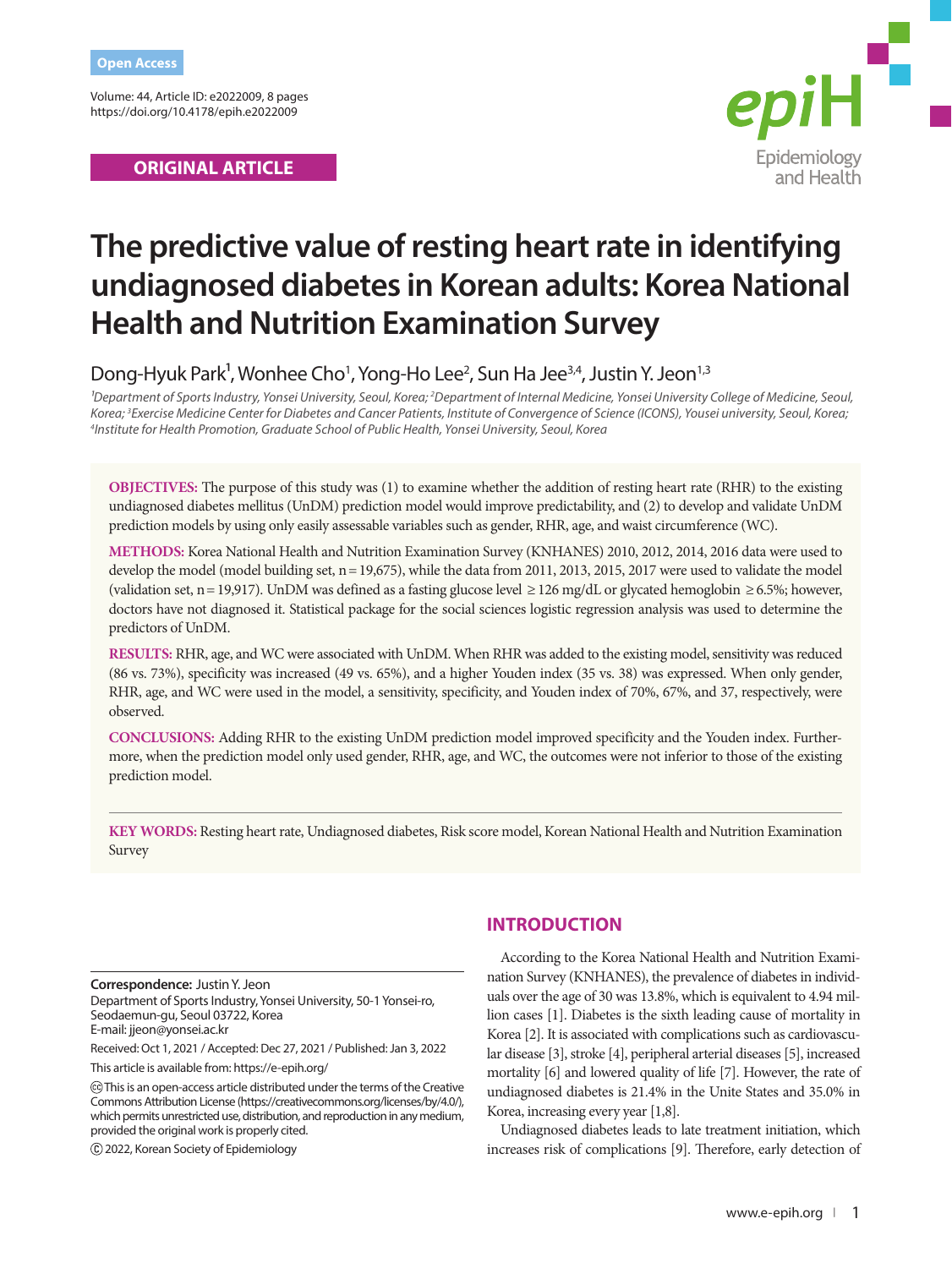Open Access

Volume: 44, Article ID: e2022009, 8 pages
https://doi.org/10.4178/epih.e2022009

ORIGINAL ARTICLE

# The predictive value of resting heart rate in identifying undiagnosed diabetes in Korean adults: Korea National Health and Nutrition Examination Survey

Dong-Hyuk Park[1], Wonhee Cho[1], Yong-Ho Lee[2], Sun Ha Jee[3,4], Justin Y. Jeon[1,3]

*[1]Department of Sports Industry, Yonsei University, Seoul, Korea; [2]Department of Internal Medicine, Yonsei University College of Medicine, Seoul, Korea; [3]Exercise Medicine Center for Diabetes and Cancer Patients, Institute of Convergence of Science (ICONS), Yousei university, Seoul, Korea; [4]Institute for Health Promotion, Graduate School of Public Health, Yonsei University, Seoul, Korea*

**OBJECTIVES:** The purpose of this study was (1) to examine whether the addition of resting heart rate (RHR) to the existing undiagnosed diabetes mellitus (UnDM) prediction model would improve predictability, and (2) to develop and validate UnDM prediction models by using only easily assessable variables such as gender, RHR, age, and waist circumference (WC).

**METHODS:** Korea National Health and Nutrition Examination Survey (KNHANES) 2010, 2012, 2014, 2016 data were used to develop the model (model building set, n = 19,675), while the data from 2011, 2013, 2015, 2017 were used to validate the model (validation set, n = 19,917). UnDM was defined as a fasting glucose level ≥ 126 mg/dL or glycated hemoglobin ≥ 6.5%; however, doctors have not diagnosed it. Statistical package for the social sciences logistic regression analysis was used to determine the predictors of UnDM.

**RESULTS:** RHR, age, and WC were associated with UnDM. When RHR was added to the existing model, sensitivity was reduced (86 vs. 73%), specificity was increased (49 vs. 65%), and a higher Youden index (35 vs. 38) was expressed. When only gender, RHR, age, and WC were used in the model, a sensitivity, specificity, and Youden index of 70%, 67%, and 37, respectively, were observed.

**CONCLUSIONS:** Adding RHR to the existing UnDM prediction model improved specificity and the Youden index. Furthermore, when the prediction model only used gender, RHR, age, and WC, the outcomes were not inferior to those of the existing prediction model.

**KEY WORDS:** Resting heart rate, Undiagnosed diabetes, Risk score model, Korean National Health and Nutrition Examination Survey

## INTRODUCTION

According to the Korea National Health and Nutrition Examination Survey (KNHANES), the prevalence of diabetes in individuals over the age of 30 was 13.8%, which is equivalent to 4.94 million cases [1]. Diabetes is the sixth leading cause of mortality in Korea [2]. It is associated with complications such as cardiovascular disease [3], stroke [4], peripheral arterial diseases [5], increased mortality [6] and lowered quality of life [7]. However, the rate of undiagnosed diabetes is 21.4% in the Unite States and 35.0% in Korea, increasing every year [1,8].

Undiagnosed diabetes leads to late treatment initiation, which increases risk of complications [9]. Therefore, early detection of

**Correspondence:** Justin Y. Jeon
Department of Sports Industry, Yonsei University, 50-1 Yonsei-ro, Seodaemun-gu, Seoul 03722, Korea
E-mail: jjeon@yonsei.ac.kr

Received: Oct 1, 2021 / Accepted: Dec 27, 2021 / Published: Jan 3, 2022

This article is available from: https://e-epih.org/

This is an open-access article distributed under the terms of the Creative Commons Attribution License (https://creativecommons.org/licenses/by/4.0/), which permits unrestricted use, distribution, and reproduction in any medium, provided the original work is properly cited.

© 2022, Korean Society of Epidemiology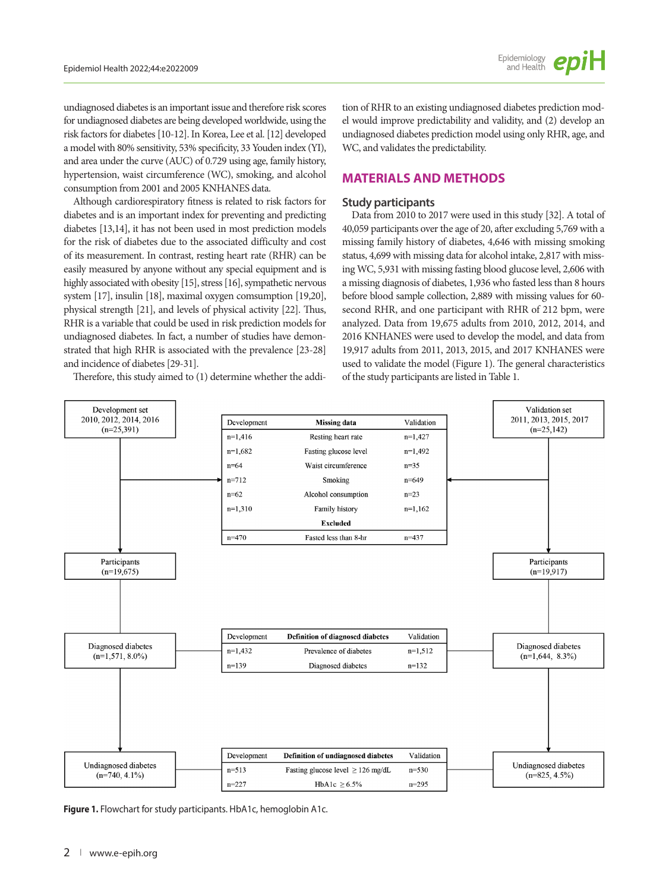undiagnosed diabetes is an important issue and therefore risk scores for undiagnosed diabetes are being developed worldwide, using the risk factors for diabetes [10-12]. In Korea, Lee et al. [12] developed a model with 80% sensitivity, 53% specificity, 33 Youden index (YI), and area under the curve (AUC) of 0.729 using age, family history, hypertension, waist circumference (WC), smoking, and alcohol consumption from 2001 and 2005 KNHANES data.

Although cardiorespiratory fitness is related to risk factors for diabetes and is an important index for preventing and predicting diabetes [13,14], it has not been used in most prediction models for the risk of diabetes due to the associated difficulty and cost of its measurement. In contrast, resting heart rate (RHR) can be easily measured by anyone without any special equipment and is highly associated with obesity [15], stress [16], sympathetic nervous system [17], insulin [18], maximal oxygen consumption [19,20], physical strength [21], and levels of physical activity [22]. Thus, RHR is a variable that could be used in risk prediction models for undiagnosed diabetes. In fact, a number of studies have demonstrated that high RHR is associated with the prevalence [23-28] and incidence of diabetes [29-31].

Therefore, this study aimed to (1) determine whether the addition of RHR to an existing undiagnosed diabetes prediction model would improve predictability and validity, and (2) develop an undiagnosed diabetes prediction model using only RHR, age, and WC, and validates the predictability.

## MATERIALS AND METHODS

### Study participants

Data from 2010 to 2017 were used in this study [32]. A total of 40,059 participants over the age of 20, after excluding 5,769 with a missing family history of diabetes, 4,646 with missing smoking status, 4,699 with missing data for alcohol intake, 2,817 with missing WC, 5,931 with missing fasting blood glucose level, 2,606 with a missing diagnosis of diabetes, 1,936 who fasted less than 8 hours before blood sample collection, 2,889 with missing values for 60-second RHR, and one participant with RHR of 212 bpm, were analyzed. Data from 19,675 adults from 2010, 2012, 2014, and 2016 KNHANES were used to develop the model, and data from 19,917 adults from 2011, 2013, 2015, and 2017 KNHANES were used to validate the model (Figure 1). The general characteristics of the study participants are listed in Table 1.

Development set: 2010, 2012, 2014, 2016 (n=25,391)

Validation set: 2011, 2013, 2015, 2017 (n=25,142)

| Development | Missing data | Validation |
|---|---|---|
| n=1,416 | Resting heart rate | n=1,427 |
| n=1,682 | Fasting glucose level | n=1,492 |
| n=64 | Waist circumference | n=35 |
| n=712 | Smoking | n=649 |
| n=62 | Alcohol consumption | n=23 |
| n=1,310 | Family history | n=1,162 |
| | **Excluded** | |
| n=470 | Fasted less than 8-hr | n=437 |

Participants (n=19,675) — Participants (n=19,917)

Diagnosed diabetes (n=1,571, 8.0%) — Diagnosed diabetes (n=1,644, 8.3%)

| Development | Definition of diagnosed diabetes | Validation |
|---|---|---|
| n=1,432 | Prevalence of diabetes | n=1,512 |
| n=139 | Diagnosed diabetes | n=132 |

Undiagnosed diabetes (n=740, 4.1%) — Undiagnosed diabetes (n=825, 4.5%)

| Development | Definition of undiagnosed diabetes | Validation |
|---|---|---|
| n=513 | Fasting glucose level ≥ 126 mg/dL | n=530 |
| n=227 | HbA1c ≥ 6.5% | n=295 |

**Figure 1.** Flowchart for study participants. HbA1c, hemoglobin A1c.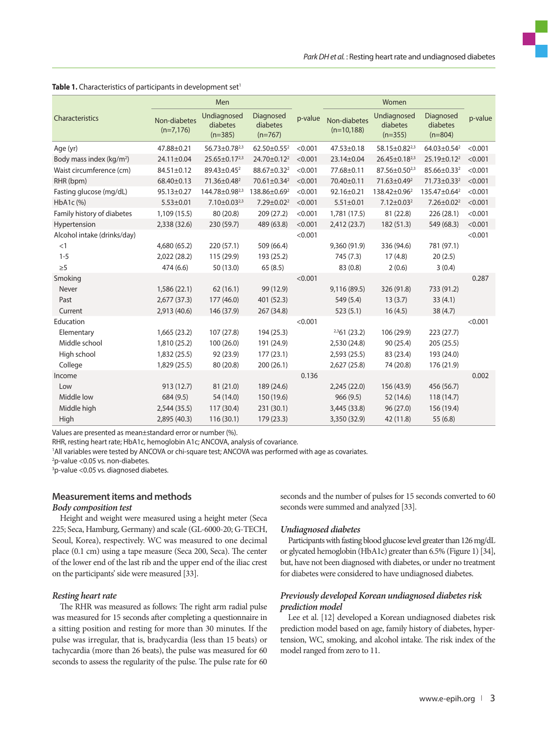**Table 1.** Characteristics of participants in development set[1]

| Characteristics | Men | | | | Women | | | |
|---|---|---|---|---|---|---|---|---|
| | Non-diabetes (n=7,176) | Undiagnosed diabetes (n=385) | Diagnosed diabetes (n=767) | p-value | Non-diabetes (n=10,188) | Undiagnosed diabetes (n=355) | Diagnosed diabetes (n=804) | p-value |
| Age (yr) | 47.88±0.21 | 56.73±0.78[2,3] | 62.50±0.55[2] | <0.001 | 47.53±0.18 | 58.15±0.82[2,3] | 64.03±0.54[2] | <0.001 |
| Body mass index (kg/m²) | 24.11±0.04 | 25.65±0.17[2,3] | 24.70±0.12[2] | <0.001 | 23.14±0.04 | 26.45±0.18[2,3] | 25.19±0.12[2] | <0.001 |
| Waist circumference (cm) | 84.51±0.12 | 89.43±0.45[2] | 88.67±0.32[2] | <0.001 | 77.68±0.11 | 87.56±0.50[2,3] | 85.66±0.33[2] | <0.001 |
| RHR (bpm) | 68.40±0.13 | 71.36±0.48[2] | 70.61±0.34[2] | <0.001 | 70.40±0.11 | 71.63±0.49[2] | 71.73±0.33[2] | <0.001 |
| Fasting glucose (mg/dL) | 95.13±0.27 | 144.78±0.98[2,3] | 138.86±0.69[2] | <0.001 | 92.16±0.21 | 138.42±0.96[2] | 135.47±0.64[2] | <0.001 |
| HbA1c (%) | 5.53±0.01 | 7.10±0.03[2,3] | 7.29±0.02[2] | <0.001 | 5.51±0.01 | 7.12±0.03[2] | 7.26±0.02[2] | <0.001 |
| Family history of diabetes | 1,109 (15.5) | 80 (20.8) | 209 (27.2) | <0.001 | 1,781 (17.5) | 81 (22.8) | 226 (28.1) | <0.001 |
| Hypertension | 2,338 (32.6) | 230 (59.7) | 489 (63.8) | <0.001 | 2,412 (23.7) | 182 (51.3) | 549 (68.3) | <0.001 |
| Alcohol intake (drinks/day) | | | | <0.001 | | | | <0.001 |
| <1 | 4,680 (65.2) | 220 (57.1) | 509 (66.4) | | 9,360 (91.9) | 336 (94.6) | 781 (97.1) | |
| 1-5 | 2,022 (28.2) | 115 (29.9) | 193 (25.2) | | 745 (7.3) | 17 (4.8) | 20 (2.5) | |
| ≥5 | 474 (6.6) | 50 (13.0) | 65 (8.5) | | 83 (0.8) | 2 (0.6) | 3 (0.4) | |
| Smoking | | | | <0.001 | | | | 0.287 |
| Never | 1,586 (22.1) | 62 (16.1) | 99 (12.9) | | 9,116 (89.5) | 326 (91.8) | 733 (91.2) | |
| Past | 2,677 (37.3) | 177 (46.0) | 401 (52.3) | | 549 (5.4) | 13 (3.7) | 33 (4.1) | |
| Current | 2,913 (40.6) | 146 (37.9) | 267 (34.8) | | 523 (5.1) | 16 (4.5) | 38 (4.7) | |
| Education | | | | <0.001 | | | | <0.001 |
| Elementary | 1,665 (23.2) | 107 (27.8) | 194 (25.3) | | [2,3]61 (23.2) | 106 (29.9) | 223 (27.7) | |
| Middle school | 1,810 (25.2) | 100 (26.0) | 191 (24.9) | | 2,530 (24.8) | 90 (25.4) | 205 (25.5) | |
| High school | 1,832 (25.5) | 92 (23.9) | 177 (23.1) | | 2,593 (25.5) | 83 (23.4) | 193 (24.0) | |
| College | 1,829 (25.5) | 80 (20.8) | 200 (26.1) | | 2,627 (25.8) | 74 (20.8) | 176 (21.9) | |
| Income | | | | 0.136 | | | | 0.002 |
| Low | 913 (12.7) | 81 (21.0) | 189 (24.6) | | 2,245 (22.0) | 156 (43.9) | 456 (56.7) | |
| Middle low | 684 (9.5) | 54 (14.0) | 150 (19.6) | | 966 (9.5) | 52 (14.6) | 118 (14.7) | |
| Middle high | 2,544 (35.5) | 117 (30.4) | 231 (30.1) | | 3,445 (33.8) | 96 (27.0) | 156 (19.4) | |
| High | 2,895 (40.3) | 116 (30.1) | 179 (23.3) | | 3,350 (32.9) | 42 (11.8) | 55 (6.8) | |

Values are presented as mean±standard error or number (%).
RHR, resting heart rate; HbA1c, hemoglobin A1c; ANCOVA, analysis of covariance.
[1]All variables were tested by ANCOVA or chi-square test; ANCOVA was performed with age as covariates.
[2]p-value <0.05 vs. non-diabetes.
[3]p-value <0.05 vs. diagnosed diabetes.

## Measurement items and methods

### *Body composition test*

Height and weight were measured using a height meter (Seca 225; Seca, Hamburg, Germany) and scale (GL-6000-20; G-TECH, Seoul, Korea), respectively. WC was measured to one decimal place (0.1 cm) using a tape measure (Seca 200, Seca). The center of the lower end of the last rib and the upper end of the iliac crest on the participants' side were measured [33].

### *Resting heart rate*

The RHR was measured as follows: The right arm radial pulse was measured for 15 seconds after completing a questionnaire in a sitting position and resting for more than 30 minutes. If the pulse was irregular, that is, bradycardia (less than 15 beats) or tachycardia (more than 26 beats), the pulse was measured for 60 seconds to assess the regularity of the pulse. The pulse rate for 60 seconds and the number of pulses for 15 seconds converted to 60 seconds were summed and analyzed [33].

### *Undiagnosed diabetes*

Participants with fasting blood glucose level greater than 126 mg/dL or glycated hemoglobin (HbA1c) greater than 6.5% (Figure 1) [34], but, have not been diagnosed with diabetes, or under no treatment for diabetes were considered to have undiagnosed diabetes.

### *Previously developed Korean undiagnosed diabetes risk prediction model*

Lee et al. [12] developed a Korean undiagnosed diabetes risk prediction model based on age, family history of diabetes, hypertension, WC, smoking, and alcohol intake. The risk index of the model ranged from zero to 11.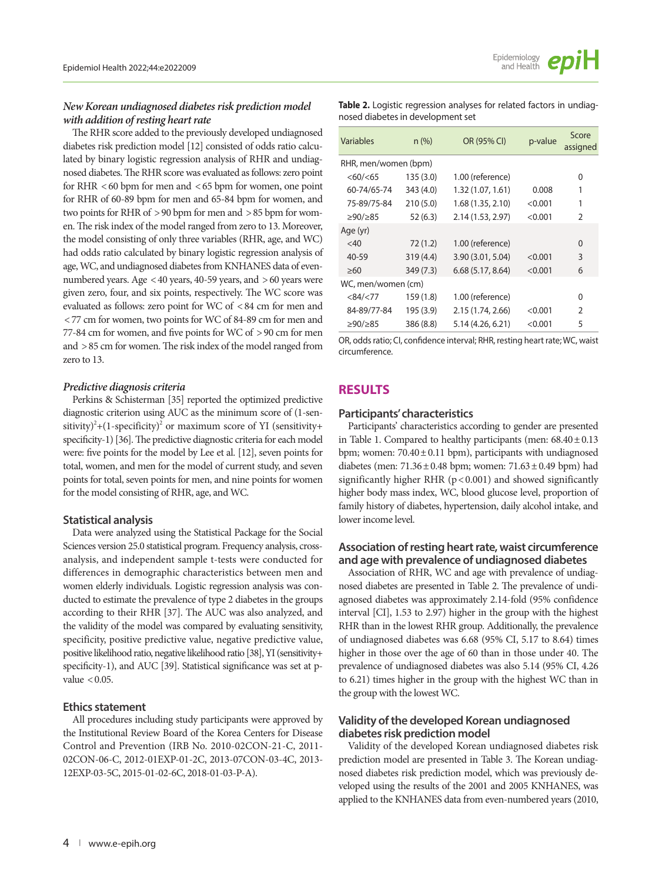### *New Korean undiagnosed diabetes risk prediction model with addition of resting heart rate*

The RHR score added to the previously developed undiagnosed diabetes risk prediction model [12] consisted of odds ratio calculated by binary logistic regression analysis of RHR and undiagnosed diabetes. The RHR score was evaluated as follows: zero point for RHR < 60 bpm for men and < 65 bpm for women, one point for RHR of 60-89 bpm for men and 65-84 bpm for women, and two points for RHR of > 90 bpm for men and > 85 bpm for women. The risk index of the model ranged from zero to 13. Moreover, the model consisting of only three variables (RHR, age, and WC) had odds ratio calculated by binary logistic regression analysis of age, WC, and undiagnosed diabetes from KNHANES data of even-numbered years. Age < 40 years, 40-59 years, and > 60 years were given zero, four, and six points, respectively. The WC score was evaluated as follows: zero point for WC of < 84 cm for men and < 77 cm for women, two points for WC of 84-89 cm for men and 77-84 cm for women, and five points for WC of > 90 cm for men and > 85 cm for women. The risk index of the model ranged from zero to 13.

### *Predictive diagnosis criteria*

Perkins & Schisterman [35] reported the optimized predictive diagnostic criterion using AUC as the minimum score of $(1\text{-sensitivity})^2+(1\text{-specificity})^2$ or maximum score of YI (sensitivity+specificity-1) [36]. The predictive diagnostic criteria for each model were: five points for the model by Lee et al. [12], seven points for total, women, and men for the model of current study, and seven points for total, seven points for men, and nine points for women for the model consisting of RHR, age, and WC.

### Statistical analysis

Data were analyzed using the Statistical Package for the Social Sciences version 25.0 statistical program. Frequency analysis, cross-analysis, and independent sample t-tests were conducted for differences in demographic characteristics between men and women elderly individuals. Logistic regression analysis was conducted to estimate the prevalence of type 2 diabetes in the groups according to their RHR [37]. The AUC was also analyzed, and the validity of the model was compared by evaluating sensitivity, specificity, positive predictive value, negative predictive value, positive likelihood ratio, negative likelihood ratio [38], YI (sensitivity+specificity-1), and AUC [39]. Statistical significance was set at p-value < 0.05.

### Ethics statement

All procedures including study participants were approved by the Institutional Review Board of the Korea Centers for Disease Control and Prevention (IRB No. 2010-02CON-21-C, 2011-02CON-06-C, 2012-01EXP-01-2C, 2013-07CON-03-4C, 2013-12EXP-03-5C, 2015-01-02-6C, 2018-01-03-P-A).

**Table 2.** Logistic regression analyses for related factors in undiagnosed diabetes in development set

| Variables | n (%) | OR (95% CI) | p-value | Score assigned |
|---|---|---|---|---|
| RHR, men/women (bpm) | | | | |
| <60/<65 | 135 (3.0) | 1.00 (reference) | | 0 |
| 60-74/65-74 | 343 (4.0) | 1.32 (1.07, 1.61) | 0.008 | 1 |
| 75-89/75-84 | 210 (5.0) | 1.68 (1.35, 2.10) | <0.001 | 1 |
| ≥90/≥85 | 52 (6.3) | 2.14 (1.53, 2.97) | <0.001 | 2 |
| Age (yr) | | | | |
| <40 | 72 (1.2) | 1.00 (reference) | | 0 |
| 40-59 | 319 (4.4) | 3.90 (3.01, 5.04) | <0.001 | 3 |
| ≥60 | 349 (7.3) | 6.68 (5.17, 8.64) | <0.001 | 6 |
| WC, men/women (cm) | | | | |
| <84/<77 | 159 (1.8) | 1.00 (reference) | | 0 |
| 84-89/77-84 | 195 (3.9) | 2.15 (1.74, 2.66) | <0.001 | 2 |
| ≥90/≥85 | 386 (8.8) | 5.14 (4.26, 6.21) | <0.001 | 5 |

OR, odds ratio; CI, confidence interval; RHR, resting heart rate; WC, waist circumference.

## RESULTS

### Participants' characteristics

Participants' characteristics according to gender are presented in Table 1. Compared to healthy participants (men: 68.40 ± 0.13 bpm; women: 70.40 ± 0.11 bpm), participants with undiagnosed diabetes (men: 71.36 ± 0.48 bpm; women: 71.63 ± 0.49 bpm) had significantly higher RHR ($p < 0.001$) and showed significantly higher body mass index, WC, blood glucose level, proportion of family history of diabetes, hypertension, daily alcohol intake, and lower income level.

### Association of resting heart rate, waist circumference and age with prevalence of undiagnosed diabetes

Association of RHR, WC and age with prevalence of undiagnosed diabetes are presented in Table 2. The prevalence of undiagnosed diabetes was approximately 2.14-fold (95% confidence interval [CI], 1.53 to 2.97) higher in the group with the highest RHR than in the lowest RHR group. Additionally, the prevalence of undiagnosed diabetes was 6.68 (95% CI, 5.17 to 8.64) times higher in those over the age of 60 than in those under 40. The prevalence of undiagnosed diabetes was also 5.14 (95% CI, 4.26 to 6.21) times higher in the group with the highest WC than in the group with the lowest WC.

### Validity of the developed Korean undiagnosed diabetes risk prediction model

Validity of the developed Korean undiagnosed diabetes risk prediction model are presented in Table 3. The Korean undiagnosed diabetes risk prediction model, which was previously developed using the results of the 2001 and 2005 KNHANES, was applied to the KNHANES data from even-numbered years (2010,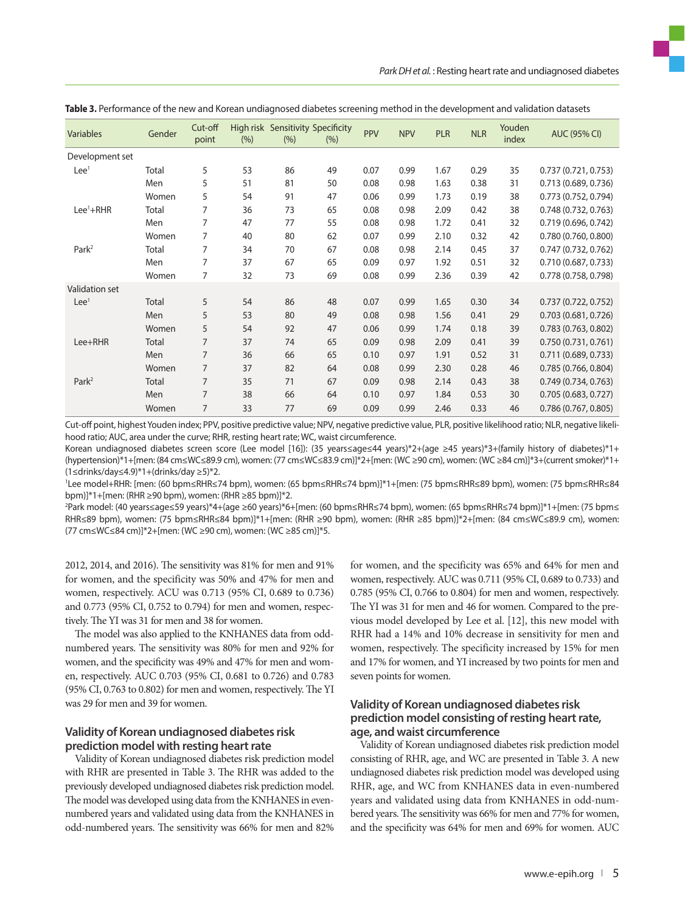**Table 3.** Performance of the new and Korean undiagnosed diabetes screening method in the development and validation datasets

| Variables | Gender | Cut-off point | High risk (%) | Sensitivity (%) | Specificity (%) | PPV | NPV | PLR | NLR | Youden index | AUC (95% CI) |
|---|---|---|---|---|---|---|---|---|---|---|---|
| Development set | | | | | | | | | | | |
| Lee[1] | Total | 5 | 53 | 86 | 49 | 0.07 | 0.99 | 1.67 | 0.29 | 35 | 0.737 (0.721, 0.753) |
| | Men | 5 | 51 | 81 | 50 | 0.08 | 0.98 | 1.63 | 0.38 | 31 | 0.713 (0.689, 0.736) |
| | Women | 5 | 54 | 91 | 47 | 0.06 | 0.99 | 1.73 | 0.19 | 38 | 0.773 (0.752, 0.794) |
| Lee[1]+RHR | Total | 7 | 36 | 73 | 65 | 0.08 | 0.98 | 2.09 | 0.42 | 38 | 0.748 (0.732, 0.763) |
| | Men | 7 | 47 | 77 | 55 | 0.08 | 0.98 | 1.72 | 0.41 | 32 | 0.719 (0.696, 0.742) |
| | Women | 7 | 40 | 80 | 62 | 0.07 | 0.99 | 2.10 | 0.32 | 42 | 0.780 (0.760, 0.800) |
| Park[2] | Total | 7 | 34 | 70 | 67 | 0.08 | 0.98 | 2.14 | 0.45 | 37 | 0.747 (0.732, 0.762) |
| | Men | 7 | 37 | 67 | 65 | 0.09 | 0.97 | 1.92 | 0.51 | 32 | 0.710 (0.687, 0.733) |
| | Women | 7 | 32 | 73 | 69 | 0.08 | 0.99 | 2.36 | 0.39 | 42 | 0.778 (0.758, 0.798) |
| Validation set | | | | | | | | | | | |
| Lee[1] | Total | 5 | 54 | 86 | 48 | 0.07 | 0.99 | 1.65 | 0.30 | 34 | 0.737 (0.722, 0.752) |
| | Men | 5 | 53 | 80 | 49 | 0.08 | 0.98 | 1.56 | 0.41 | 29 | 0.703 (0.681, 0.726) |
| | Women | 5 | 54 | 92 | 47 | 0.06 | 0.99 | 1.74 | 0.18 | 39 | 0.783 (0.763, 0.802) |
| Lee+RHR | Total | 7 | 37 | 74 | 65 | 0.09 | 0.98 | 2.09 | 0.41 | 39 | 0.750 (0.731, 0.761) |
| | Men | 7 | 36 | 66 | 65 | 0.10 | 0.97 | 1.91 | 0.52 | 31 | 0.711 (0.689, 0.733) |
| | Women | 7 | 37 | 82 | 64 | 0.08 | 0.99 | 2.30 | 0.28 | 46 | 0.785 (0.766, 0.804) |
| Park[2] | Total | 7 | 35 | 71 | 67 | 0.09 | 0.98 | 2.14 | 0.43 | 38 | 0.749 (0.734, 0.763) |
| | Men | 7 | 38 | 66 | 64 | 0.10 | 0.97 | 1.84 | 0.53 | 30 | 0.705 (0.683, 0.727) |
| | Women | 7 | 33 | 77 | 69 | 0.09 | 0.99 | 2.46 | 0.33 | 46 | 0.786 (0.767, 0.805) |

Cut-off point, highest Youden index; PPV, positive predictive value; NPV, negative predictive value, PLR, positive likelihood ratio; NLR, negative likelihood ratio; AUC, area under the curve; RHR, resting heart rate; WC, waist circumference.

Korean undiagnosed diabetes screen score (Lee model [16]): (35 years≤age≤44 years)*2+(age ≥45 years)*3+(family history of diabetes)*1+(hypertension)*1+[men: (84 cm≤WC≤89.9 cm), women: (77 cm≤WC≤83.9 cm)]*2+[men: (WC ≥90 cm), women: (WC ≥84 cm)]*3+(current smoker)*1+(1≤drinks/day≤4.9)*1+(drinks/day ≥5)*2.

[1]Lee model+RHR: [men: (60 bpm≤RHR≤74 bpm), women: (65 bpm≤RHR≤74 bpm)]*1+[men: (75 bpm≤RHR≤89 bpm), women: (75 bpm≤RHR≤84 bpm)]*1+[men: (RHR ≥90 bpm), women: (RHR ≥85 bpm)]*2.

[2]Park model: (40 years≤age≤59 years)*4+(age ≥60 years)*6+[men: (60 bpm≤RHR≤74 bpm), women: (65 bpm≤RHR≤74 bpm)]*1+[men: (75 bpm≤RHR≤89 bpm), women: (75 bpm≤RHR≤84 bpm)]*1+[men: (RHR ≥90 bpm), women: (RHR ≥85 bpm)]*2+[men: (84 cm≤WC≤89.9 cm), women: (77 cm≤WC≤84 cm)]*2+[men: (WC ≥90 cm), women: (WC ≥85 cm)]*5.

2012, 2014, and 2016). The sensitivity was 81% for men and 91% for women, and the specificity was 50% and 47% for men and women, respectively. ACU was 0.713 (95% CI, 0.689 to 0.736) and 0.773 (95% CI, 0.752 to 0.794) for men and women, respectively. The YI was 31 for men and 38 for women.

The model was also applied to the KNHANES data from odd-numbered years. The sensitivity was 80% for men and 92% for women, and the specificity was 49% and 47% for men and women, respectively. AUC 0.703 (95% CI, 0.681 to 0.726) and 0.783 (95% CI, 0.763 to 0.802) for men and women, respectively. The YI was 29 for men and 39 for women.

### Validity of Korean undiagnosed diabetes risk prediction model with resting heart rate

Validity of Korean undiagnosed diabetes risk prediction model with RHR are presented in Table 3. The RHR was added to the previously developed undiagnosed diabetes risk prediction model. The model was developed using data from the KNHANES in even-numbered years and validated using data from the KNHANES in odd-numbered years. The sensitivity was 66% for men and 82% for women, and the specificity was 65% and 64% for men and women, respectively. AUC was 0.711 (95% CI, 0.689 to 0.733) and 0.785 (95% CI, 0.766 to 0.804) for men and women, respectively. The YI was 31 for men and 46 for women. Compared to the previous model developed by Lee et al. [12], this new model with RHR had a 14% and 10% decrease in sensitivity for men and women, respectively. The specificity increased by 15% for men and 17% for women, and YI increased by two points for men and seven points for women.

### Validity of Korean undiagnosed diabetes risk prediction model consisting of resting heart rate, age, and waist circumference

Validity of Korean undiagnosed diabetes risk prediction model consisting of RHR, age, and WC are presented in Table 3. A new undiagnosed diabetes risk prediction model was developed using RHR, age, and WC from KNHANES data in even-numbered years and validated using data from KNHANES in odd-numbered years. The sensitivity was 66% for men and 77% for women, and the specificity was 64% for men and 69% for women. AUC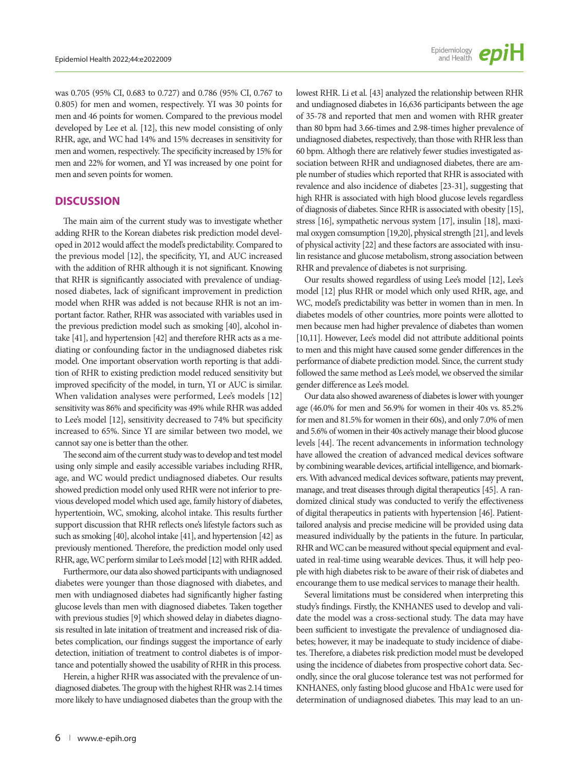was 0.705 (95% CI, 0.683 to 0.727) and 0.786 (95% CI, 0.767 to 0.805) for men and women, respectively. YI was 30 points for men and 46 points for women. Compared to the previous model developed by Lee et al. [12], this new model consisting of only RHR, age, and WC had 14% and 15% decreases in sensitivity for men and women, respectively. The specificity increased by 15% for men and 22% for women, and YI was increased by one point for men and seven points for women.

## DISCUSSION

The main aim of the current study was to investigate whether adding RHR to the Korean diabetes risk prediction model developed in 2012 would affect the model's predictability. Compared to the previous model [12], the specificity, YI, and AUC increased with the addition of RHR although it is not significant. Knowing that RHR is significantly associated with prevalence of undiagnosed diabetes, lack of significant improvement in prediction model when RHR was added is not because RHR is not an important factor. Rather, RHR was associated with variables used in the previous prediction model such as smoking [40], alcohol intake [41], and hypertension [42] and therefore RHR acts as a mediating or confounding factor in the undiagnosed diabetes risk model. One important observation worth reporting is that addition of RHR to existing prediction model reduced sensitivity but improved specificity of the model, in turn, YI or AUC is similar. When validation analyses were performed, Lee's models [12] sensitivity was 86% and specificity was 49% while RHR was added to Lee's model [12], sensitivity decreased to 74% but specificity increased to 65%. Since YI are similar between two model, we cannot say one is better than the other.

The second aim of the current study was to develop and test model using only simple and easily accessible variabes including RHR, age, and WC would predict undiagnosed diabetes. Our results showed prediction model only used RHR were not inferior to previous developed model which used age, family history of diabetes, hypertentioin, WC, smoking, alcohol intake. This results further support discussion that RHR reflects one's lifestyle factors such as such as smoking [40], alcohol intake [41], and hypertension [42] as previously mentioned. Therefore, the prediction model only used RHR, age, WC perform similar to Lee's model [12] with RHR added.

Furthermore, our data also showed participants with undiagnosed diabetes were younger than those diagnosed with diabetes, and men with undiagnosed diabetes had significantly higher fasting glucose levels than men with diagnosed diabetes. Taken together with previous studies [9] which showed delay in diabetes diagnosis resulted in late initation of treatment and increased risk of diabetes complication, our findings suggest the importance of early detection, initiation of treatment to control diabetes is of importance and potentially showed the usability of RHR in this process.

Herein, a higher RHR was associated with the prevalence of undiagnosed diabetes. The group with the highest RHR was 2.14 times more likely to have undiagnosed diabetes than the group with the lowest RHR. Li et al. [43] analyzed the relationship between RHR and undiagnosed diabetes in 16,636 participants between the age of 35-78 and reported that men and women with RHR greater than 80 bpm had 3.66-times and 2.98-times higher prevalence of undiagnosed diabetes, respectively, than those with RHR less than 60 bpm. Althogh there are relatively fewer studies investigated association between RHR and undiagnosed diabetes, there are ample number of studies which reported that RHR is associated with revalence and also incidence of diabetes [23-31], suggesting that high RHR is associated with high blood glucose levels regardless of diagnosis of diabetes. Since RHR is associated with obesity [15], stress [16], sympathetic nervous system [17], insulin [18], maximal oxygen comsumption [19,20], physical strength [21], and levels of physical activity [22] and these factors are associated with insulin resistance and glucose metabolism, strong association between RHR and prevalence of diabetes is not surprising.

Our results showed regardless of using Lee's model [12], Lee's model [12] plus RHR or model which only used RHR, age, and WC, model's predictability was better in women than in men. In diabetes models of other countries, more points were allotted to men because men had higher prevalence of diabetes than women [10,11]. However, Lee's model did not attribute additional points to men and this might have caused some gender differences in the performance of diabete prediction model. Since, the current study followed the same method as Lee's model, we observed the similar gender difference as Lee's model.

Our data also showed awareness of diabetes is lower with younger age (46.0% for men and 56.9% for women in their 40s vs. 85.2% for men and 81.5% for women in their 60s), and only 7.0% of men and 5.6% of women in their 40s actively manage their blood glucose levels [44]. The recent advancements in information technology have allowed the creation of advanced medical devices software by combining wearable devices, artificial intelligence, and biomarkers. With advanced medical devices software, patients may prevent, manage, and treat diseases through digital therapeutics [45]. A randomized clinical study was conducted to verify the effectiveness of digital therapeutics in patients with hypertension [46]. Patient-tailored analysis and precise medicine will be provided using data measured individually by the patients in the future. In particular, RHR and WC can be measured without special equipment and evaluated in real-time using wearable devices. Thus, it will help people with high diabetes risk to be aware of their risk of diabetes and encourage them to use medical services to manage their health.

Several limitations must be considered when interpreting this study's findings. Firstly, the KNHANES used to develop and validate the model was a cross-sectional study. The data may have been sufficient to investigate the prevalence of undiagnosed diabetes; however, it may be inadequate to study incidence of diabetes. Therefore, a diabetes risk prediction model must be developed using the incidence of diabetes from prospective cohort data. Secondly, since the oral glucose tolerance test was not performed for KNHANES, only fasting blood glucose and HbA1c were used for determination of undiagnosed diabetes. This may lead to an un-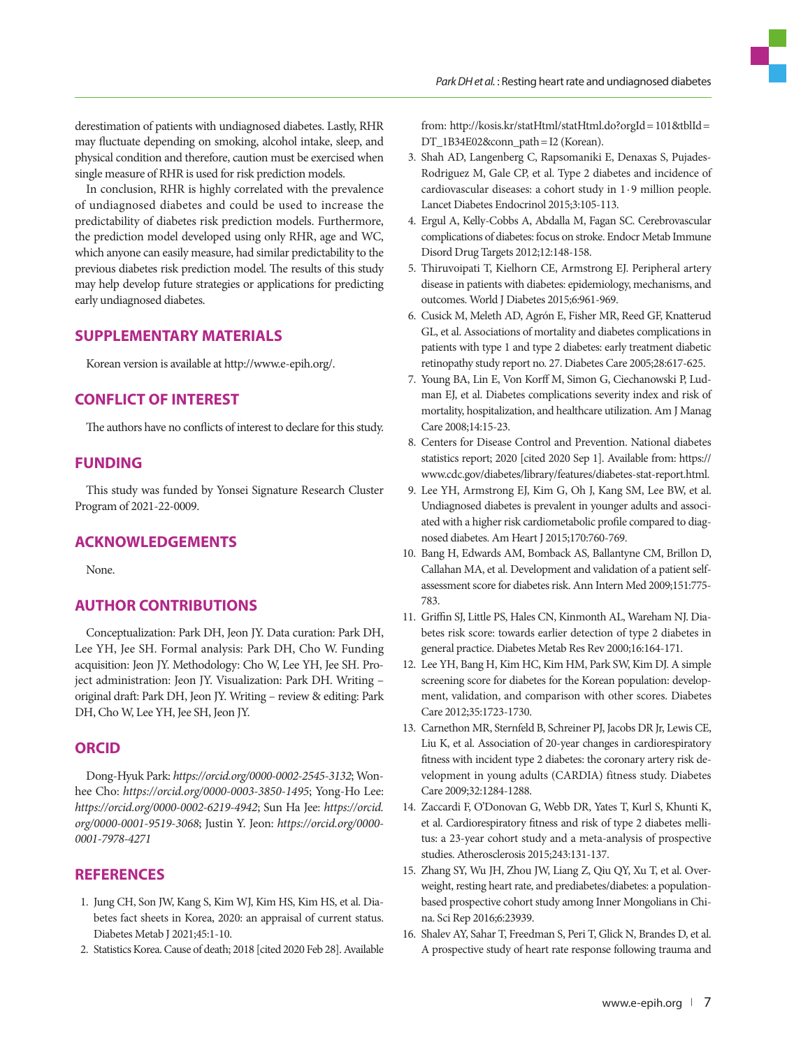derestimation of patients with undiagnosed diabetes. Lastly, RHR may fluctuate depending on smoking, alcohol intake, sleep, and physical condition and therefore, caution must be exercised when single measure of RHR is used for risk prediction models.

In conclusion, RHR is highly correlated with the prevalence of undiagnosed diabetes and could be used to increase the predictability of diabetes risk prediction models. Furthermore, the prediction model developed using only RHR, age and WC, which anyone can easily measure, had similar predictability to the previous diabetes risk prediction model. The results of this study may help develop future strategies or applications for predicting early undiagnosed diabetes.

## SUPPLEMENTARY MATERIALS

Korean version is available at http://www.e-epih.org/.

## CONFLICT OF INTEREST

The authors have no conflicts of interest to declare for this study.

## FUNDING

This study was funded by Yonsei Signature Research Cluster Program of 2021-22-0009.

## ACKNOWLEDGEMENTS

None.

## AUTHOR CONTRIBUTIONS

Conceptualization: Park DH, Jeon JY. Data curation: Park DH, Lee YH, Jee SH. Formal analysis: Park DH, Cho W. Funding acquisition: Jeon JY. Methodology: Cho W, Lee YH, Jee SH. Project administration: Jeon JY. Visualization: Park DH. Writing – original draft: Park DH, Jeon JY. Writing – review & editing: Park DH, Cho W, Lee YH, Jee SH, Jeon JY.

## ORCID

Dong-Hyuk Park: *https://orcid.org/0000-0002-2545-3132*; Wonhee Cho: *https://orcid.org/0000-0003-3850-1495*; Yong-Ho Lee: *https://orcid.org/0000-0002-6219-4942*; Sun Ha Jee: *https://orcid.org/0000-0001-9519-3068*; Justin Y. Jeon: *https://orcid.org/0000-0001-7978-4271*

## REFERENCES

1. Jung CH, Son JW, Kang S, Kim WJ, Kim HS, Kim HS, et al. Diabetes fact sheets in Korea, 2020: an appraisal of current status. Diabetes Metab J 2021;45:1-10.
2. Statistics Korea. Cause of death; 2018 [cited 2020 Feb 28]. Available from: http://kosis.kr/statHtml/statHtml.do?orgId=101&tblId=DT_1B34E02&conn_path=I2 (Korean).
3. Shah AD, Langenberg C, Rapsomaniki E, Denaxas S, Pujades-Rodriguez M, Gale CP, et al. Type 2 diabetes and incidence of cardiovascular diseases: a cohort study in 1·9 million people. Lancet Diabetes Endocrinol 2015;3:105-113.
4. Ergul A, Kelly-Cobbs A, Abdalla M, Fagan SC. Cerebrovascular complications of diabetes: focus on stroke. Endocr Metab Immune Disord Drug Targets 2012;12:148-158.
5. Thiruvoipati T, Kielhorn CE, Armstrong EJ. Peripheral artery disease in patients with diabetes: epidemiology, mechanisms, and outcomes. World J Diabetes 2015;6:961-969.
6. Cusick M, Meleth AD, Agrón E, Fisher MR, Reed GF, Knatterud GL, et al. Associations of mortality and diabetes complications in patients with type 1 and type 2 diabetes: early treatment diabetic retinopathy study report no. 27. Diabetes Care 2005;28:617-625.
7. Young BA, Lin E, Von Korff M, Simon G, Ciechanowski P, Ludman EJ, et al. Diabetes complications severity index and risk of mortality, hospitalization, and healthcare utilization. Am J Manag Care 2008;14:15-23.
8. Centers for Disease Control and Prevention. National diabetes statistics report; 2020 [cited 2020 Sep 1]. Available from: https://www.cdc.gov/diabetes/library/features/diabetes-stat-report.html.
9. Lee YH, Armstrong EJ, Kim G, Oh J, Kang SM, Lee BW, et al. Undiagnosed diabetes is prevalent in younger adults and associated with a higher risk cardiometabolic profile compared to diagnosed diabetes. Am Heart J 2015;170:760-769.
10. Bang H, Edwards AM, Bomback AS, Ballantyne CM, Brillon D, Callahan MA, et al. Development and validation of a patient self-assessment score for diabetes risk. Ann Intern Med 2009;151:775-783.
11. Griffin SJ, Little PS, Hales CN, Kinmonth AL, Wareham NJ. Diabetes risk score: towards earlier detection of type 2 diabetes in general practice. Diabetes Metab Res Rev 2000;16:164-171.
12. Lee YH, Bang H, Kim HC, Kim HM, Park SW, Kim DJ. A simple screening score for diabetes for the Korean population: development, validation, and comparison with other scores. Diabetes Care 2012;35:1723-1730.
13. Carnethon MR, Sternfeld B, Schreiner PJ, Jacobs DR Jr, Lewis CE, Liu K, et al. Association of 20-year changes in cardiorespiratory fitness with incident type 2 diabetes: the coronary artery risk development in young adults (CARDIA) fitness study. Diabetes Care 2009;32:1284-1288.
14. Zaccardi F, O'Donovan G, Webb DR, Yates T, Kurl S, Khunti K, et al. Cardiorespiratory fitness and risk of type 2 diabetes mellitus: a 23-year cohort study and a meta-analysis of prospective studies. Atherosclerosis 2015;243:131-137.
15. Zhang SY, Wu JH, Zhou JW, Liang Z, Qiu QY, Xu T, et al. Overweight, resting heart rate, and prediabetes/diabetes: a population-based prospective cohort study among Inner Mongolians in China. Sci Rep 2016;6:23939.
16. Shalev AY, Sahar T, Freedman S, Peri T, Glick N, Brandes D, et al. A prospective study of heart rate response following trauma and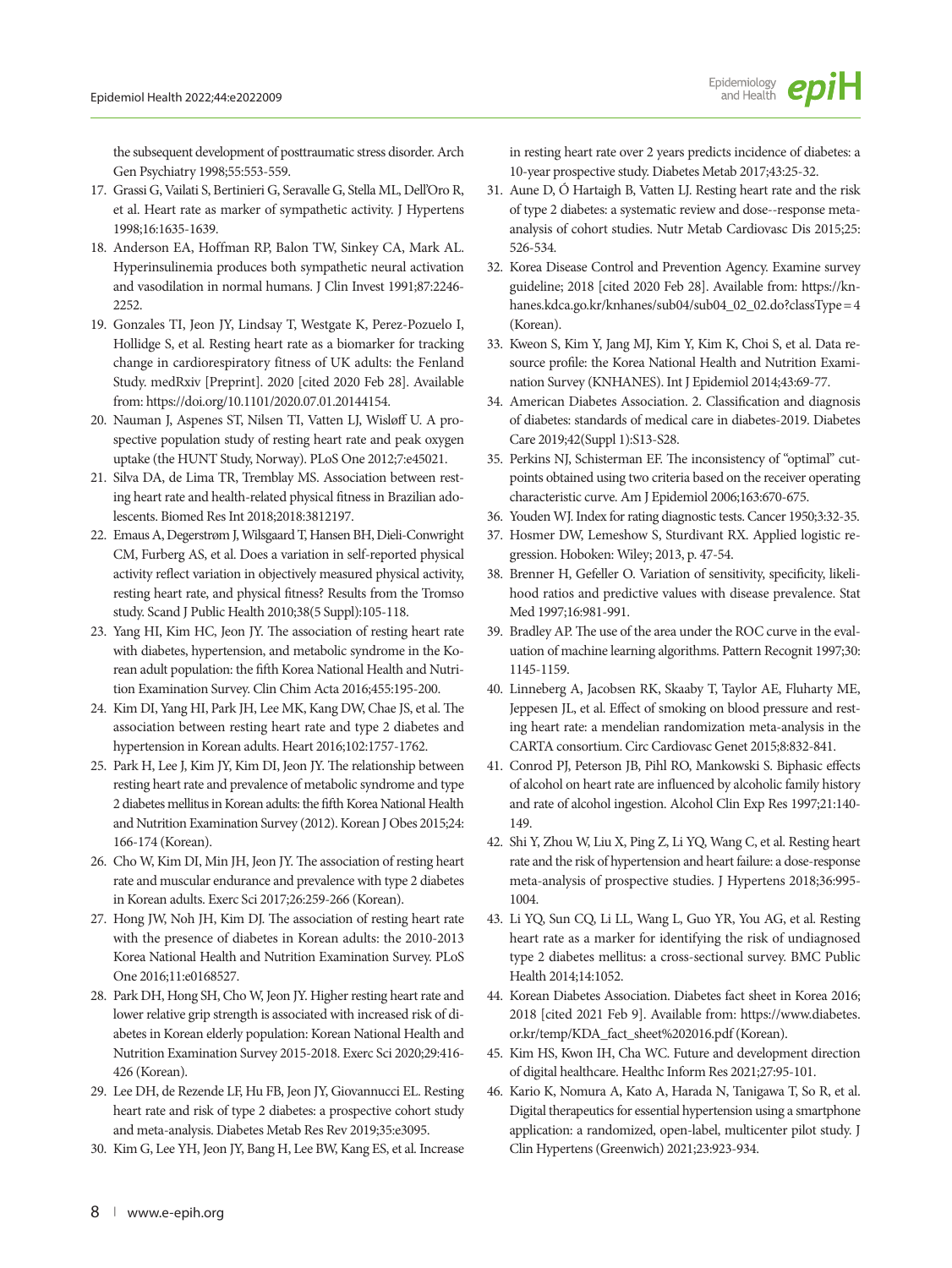the subsequent development of posttraumatic stress disorder. Arch Gen Psychiatry 1998;55:553-559.

17. Grassi G, Vailati S, Bertinieri G, Seravalle G, Stella ML, Dell'Oro R, et al. Heart rate as marker of sympathetic activity. J Hypertens 1998;16:1635-1639.
18. Anderson EA, Hoffman RP, Balon TW, Sinkey CA, Mark AL. Hyperinsulinemia produces both sympathetic neural activation and vasodilation in normal humans. J Clin Invest 1991;87:2246-2252.
19. Gonzales TI, Jeon JY, Lindsay T, Westgate K, Perez-Pozuelo I, Hollidge S, et al. Resting heart rate as a biomarker for tracking change in cardiorespiratory fitness of UK adults: the Fenland Study. medRxiv [Preprint]. 2020 [cited 2020 Feb 28]. Available from: https://doi.org/10.1101/2020.07.01.20144154.
20. Nauman J, Aspenes ST, Nilsen TI, Vatten LJ, Wisløff U. A prospective population study of resting heart rate and peak oxygen uptake (the HUNT Study, Norway). PLoS One 2012;7:e45021.
21. Silva DA, de Lima TR, Tremblay MS. Association between resting heart rate and health-related physical fitness in Brazilian adolescents. Biomed Res Int 2018;2018:3812197.
22. Emaus A, Degerstrøm J, Wilsgaard T, Hansen BH, Dieli-Conwright CM, Furberg AS, et al. Does a variation in self-reported physical activity reflect variation in objectively measured physical activity, resting heart rate, and physical fitness? Results from the Tromso study. Scand J Public Health 2010;38(5 Suppl):105-118.
23. Yang HI, Kim HC, Jeon JY. The association of resting heart rate with diabetes, hypertension, and metabolic syndrome in the Korean adult population: the fifth Korea National Health and Nutrition Examination Survey. Clin Chim Acta 2016;455:195-200.
24. Kim DI, Yang HI, Park JH, Lee MK, Kang DW, Chae JS, et al. The association between resting heart rate and type 2 diabetes and hypertension in Korean adults. Heart 2016;102:1757-1762.
25. Park H, Lee J, Kim JY, Kim DI, Jeon JY. The relationship between resting heart rate and prevalence of metabolic syndrome and type 2 diabetes mellitus in Korean adults: the fifth Korea National Health and Nutrition Examination Survey (2012). Korean J Obes 2015;24:166-174 (Korean).
26. Cho W, Kim DI, Min JH, Jeon JY. The association of resting heart rate and muscular endurance and prevalence with type 2 diabetes in Korean adults. Exerc Sci 2017;26:259-266 (Korean).
27. Hong JW, Noh JH, Kim DJ. The association of resting heart rate with the presence of diabetes in Korean adults: the 2010-2013 Korea National Health and Nutrition Examination Survey. PLoS One 2016;11:e0168527.
28. Park DH, Hong SH, Cho W, Jeon JY. Higher resting heart rate and lower relative grip strength is associated with increased risk of diabetes in Korean elderly population: Korean National Health and Nutrition Examination Survey 2015-2018. Exerc Sci 2020;29:416-426 (Korean).
29. Lee DH, de Rezende LF, Hu FB, Jeon JY, Giovannucci EL. Resting heart rate and risk of type 2 diabetes: a prospective cohort study and meta-analysis. Diabetes Metab Res Rev 2019;35:e3095.
30. Kim G, Lee YH, Jeon JY, Bang H, Lee BW, Kang ES, et al. Increase in resting heart rate over 2 years predicts incidence of diabetes: a 10-year prospective study. Diabetes Metab 2017;43:25-32.
31. Aune D, Ó Hartaigh B, Vatten LJ. Resting heart rate and the risk of type 2 diabetes: a systematic review and dose--response meta-analysis of cohort studies. Nutr Metab Cardiovasc Dis 2015;25:526-534.
32. Korea Disease Control and Prevention Agency. Examine survey guideline; 2018 [cited 2020 Feb 28]. Available from: https://knhanes.kdca.go.kr/knhanes/sub04/sub04_02_02.do?classType=4 (Korean).
33. Kweon S, Kim Y, Jang MJ, Kim Y, Kim K, Choi S, et al. Data resource profile: the Korea National Health and Nutrition Examination Survey (KNHANES). Int J Epidemiol 2014;43:69-77.
34. American Diabetes Association. 2. Classification and diagnosis of diabetes: standards of medical care in diabetes-2019. Diabetes Care 2019;42(Suppl 1):S13-S28.
35. Perkins NJ, Schisterman EF. The inconsistency of "optimal" cutpoints obtained using two criteria based on the receiver operating characteristic curve. Am J Epidemiol 2006;163:670-675.
36. Youden WJ. Index for rating diagnostic tests. Cancer 1950;3:32-35.
37. Hosmer DW, Lemeshow S, Sturdivant RX. Applied logistic regression. Hoboken: Wiley; 2013, p. 47-54.
38. Brenner H, Gefeller O. Variation of sensitivity, specificity, likelihood ratios and predictive values with disease prevalence. Stat Med 1997;16:981-991.
39. Bradley AP. The use of the area under the ROC curve in the evaluation of machine learning algorithms. Pattern Recognit 1997;30:1145-1159.
40. Linneberg A, Jacobsen RK, Skaaby T, Taylor AE, Fluharty ME, Jeppesen JL, et al. Effect of smoking on blood pressure and resting heart rate: a mendelian randomization meta-analysis in the CARTA consortium. Circ Cardiovasc Genet 2015;8:832-841.
41. Conrod PJ, Peterson JB, Pihl RO, Mankowski S. Biphasic effects of alcohol on heart rate are influenced by alcoholic family history and rate of alcohol ingestion. Alcohol Clin Exp Res 1997;21:140-149.
42. Shi Y, Zhou W, Liu X, Ping Z, Li YQ, Wang C, et al. Resting heart rate and the risk of hypertension and heart failure: a dose-response meta-analysis of prospective studies. J Hypertens 2018;36:995-1004.
43. Li YQ, Sun CQ, Li LL, Wang L, Guo YR, You AG, et al. Resting heart rate as a marker for identifying the risk of undiagnosed type 2 diabetes mellitus: a cross-sectional survey. BMC Public Health 2014;14:1052.
44. Korean Diabetes Association. Diabetes fact sheet in Korea 2016; 2018 [cited 2021 Feb 9]. Available from: https://www.diabetes.or.kr/temp/KDA_fact_sheet%202016.pdf (Korean).
45. Kim HS, Kwon IH, Cha WC. Future and development direction of digital healthcare. Healthc Inform Res 2021;27:95-101.
46. Kario K, Nomura A, Kato A, Harada N, Tanigawa T, So R, et al. Digital therapeutics for essential hypertension using a smartphone application: a randomized, open-label, multicenter pilot study. J Clin Hypertens (Greenwich) 2021;23:923-934.